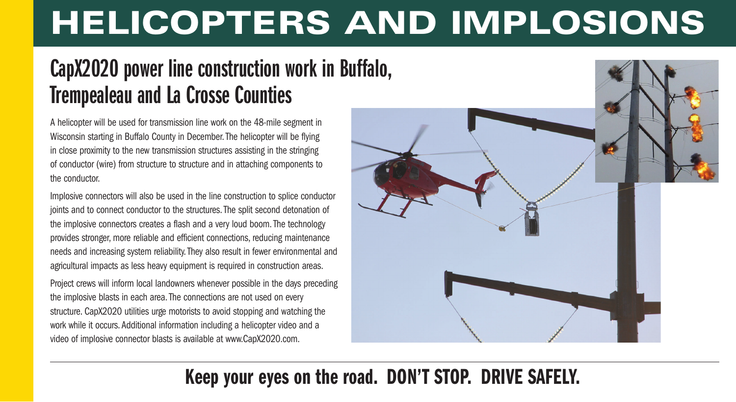# HELICOPTERS AND IMPLOSIONS

## CapX2020 power line construction work in Buffalo, Trempealeau and La Crosse Counties

A helicopter will be used for transmission line work on the 48-mile segment in Wisconsin starting in Buffalo County in December. The helicopter will be flying in close proximity to the new transmission structures assisting in the stringing of conductor (wire) from structure to structure and in attaching components to the conductor.

Implosive connectors will also be used in the line construction to splice conductor joints and to connect conductor to the structures. The split second detonation of the implosive connectors creates a flash and a very loud boom. The technology provides stronger, more reliable and efficient connections, reducing maintenance needs and increasing system reliability. They also result in fewer environmental and agricultural impacts as less heavy equipment is required in construction areas.

Project crews will inform local landowners whenever possible in the days preceding the implosive blasts in each area. The connections are not used on every structure. CapX2020 utilities urge motorists to avoid stopping and watching the work while it occurs. Additional information including a helicopter video and a video of implosive connector blasts is available at www.CapX2020.com.

**Keep your eyes on the road. DON'T STOP. DRIVE SAFELY.**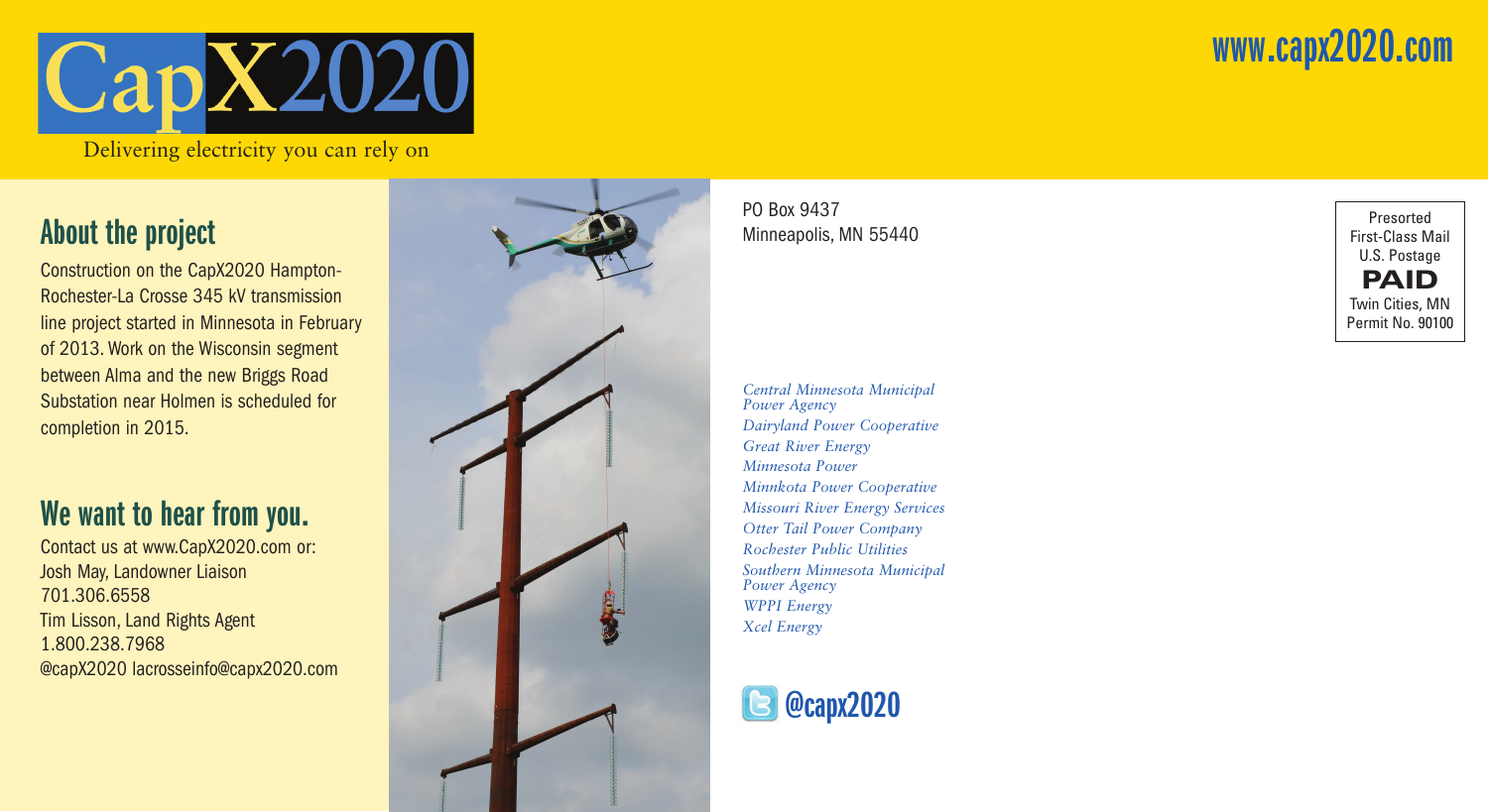# CapX2020

Delivering electricity you can rely on

www.capx2020.com

## About the project

Construction on the CapX2020 Hampton-Rochester-La Crosse 345 kV transmission line project started in Minnesota in February of 2013. Work on the Wisconsin segment between Alma and the new Briggs Road Substation near Holmen is scheduled for completion in 2015.

## We want to hear from you.

Contact us at www.CapX2020.com or:
Josh May, Landowner Liaison
701.306.6558
Tim Lisson, Land Rights Agent
1.800.238.7968
@capX2020 lacrosseinfo@capx2020.com

PO Box 9437
Minneapolis, MN 55440

Presorted
First-Class Mail
U.S. Postage
**PAID**
Twin Cities, MN
Permit No. 90100

*Central Minnesota Municipal Power Agency*
*Dairyland Power Cooperative*
*Great River Energy*
*Minnesota Power*
*Minnkota Power Cooperative*
*Missouri River Energy Services*
*Otter Tail Power Company*
*Rochester Public Utilities*
*Southern Minnesota Municipal Power Agency*
*WPPI Energy*
*Xcel Energy*

@capx2020